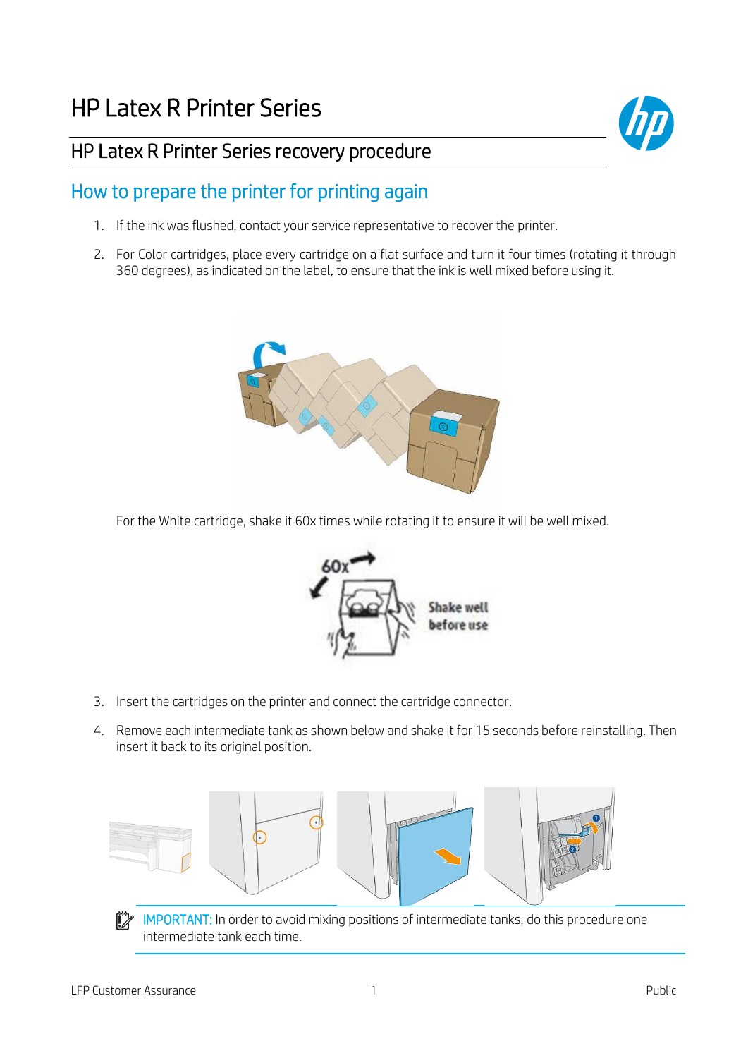# HP Latex R Printer Series

## HP Latex R Printer Series recovery procedure

### How to prepare the printer for printing again

1. If the ink was flushed, contact your service representative to recover the printer.
2. For Color cartridges, place every cartridge on a flat surface and turn it four times (rotating it through 360 degrees), as indicated on the label, to ensure that the ink is well mixed before using it.

   For the White cartridge, shake it 60x times while rotating it to ensure it will be well mixed.

3. Insert the cartridges on the printer and connect the cartridge connector.
4. Remove each intermediate tank as shown below and shake it for 15 seconds before reinstalling. Then insert it back to its original position.

IMPORTANT: In order to avoid mixing positions of intermediate tanks, do this procedure one intermediate tank each time.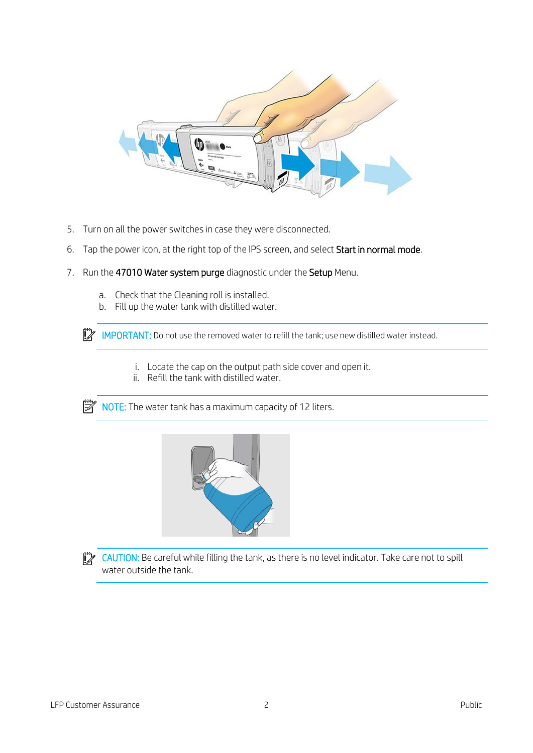5. Turn on all the power switches in case they were disconnected.

6. Tap the power icon, at the right top of the IPS screen, and select **Start in normal mode**.

7. Run the **47010 Water system purge** diagnostic under the **Setup** Menu.

   a. Check that the Cleaning roll is installed.
   
   b. Fill up the water tank with distilled water.

> **IMPORTANT:** Do not use the removed water to refill the tank; use new distilled water instead.

      i. Locate the cap on the output path side cover and open it.
      
      ii. Refill the tank with distilled water.

> **NOTE:** The water tank has a maximum capacity of 12 liters.

> **CAUTION:** Be careful while filling the tank, as there is no level indicator. Take care not to spill water outside the tank.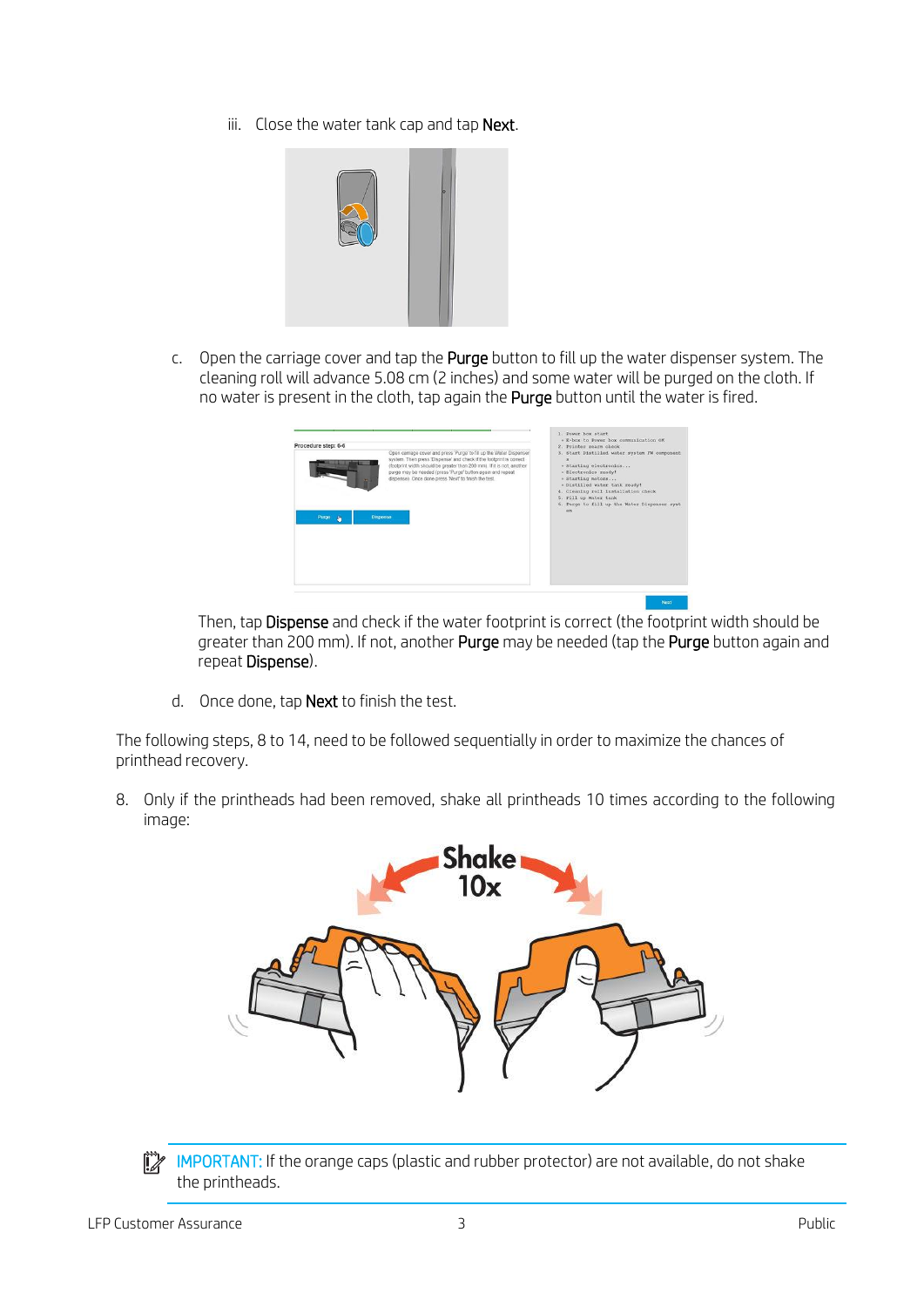iii. Close the water tank cap and tap **Next**.

c. Open the carriage cover and tap the **Purge** button to fill up the water dispenser system. The cleaning roll will advance 5.08 cm (2 inches) and some water will be purged on the cloth. If no water is present in the cloth, tap again the **Purge** button until the water is fired.

Then, tap **Dispense** and check if the water footprint is correct (the footprint width should be greater than 200 mm). If not, another **Purge** may be needed (tap the **Purge** button again and repeat **Dispense**).

d. Once done, tap **Next** to finish the test.

The following steps, 8 to 14, need to be followed sequentially in order to maximize the chances of printhead recovery.

8. Only if the printheads had been removed, shake all printheads 10 times according to the following image:

IMPORTANT: If the orange caps (plastic and rubber protector) are not available, do not shake the printheads.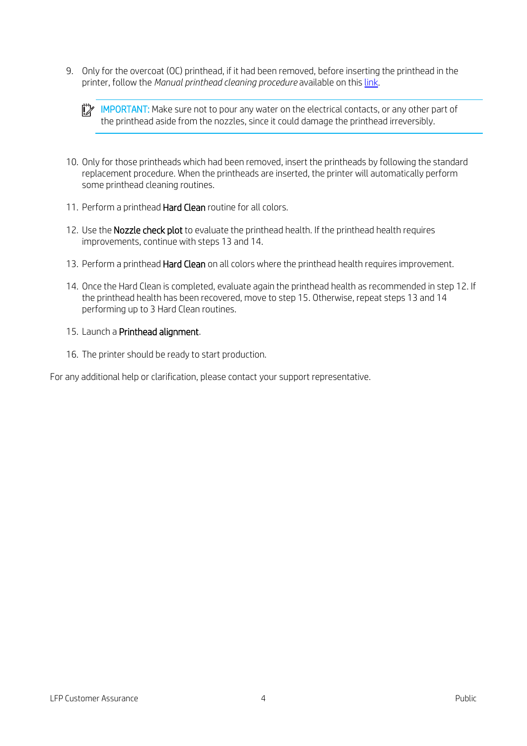9. Only for the overcoat (OC) printhead, if it had been removed, before inserting the printhead in the printer, follow the *Manual printhead cleaning procedure* available on this link.

> IMPORTANT: Make sure not to pour any water on the electrical contacts, or any other part of the printhead aside from the nozzles, since it could damage the printhead irreversibly.

10. Only for those printheads which had been removed, insert the printheads by following the standard replacement procedure. When the printheads are inserted, the printer will automatically perform some printhead cleaning routines.

11. Perform a printhead **Hard Clean** routine for all colors.

12. Use the **Nozzle check plot** to evaluate the printhead health. If the printhead health requires improvements, continue with steps 13 and 14.

13. Perform a printhead **Hard Clean** on all colors where the printhead health requires improvement.

14. Once the Hard Clean is completed, evaluate again the printhead health as recommended in step 12. If the printhead health has been recovered, move to step 15. Otherwise, repeat steps 13 and 14 performing up to 3 Hard Clean routines.

15. Launch a **Printhead alignment**.

16. The printer should be ready to start production.

For any additional help or clarification, please contact your support representative.